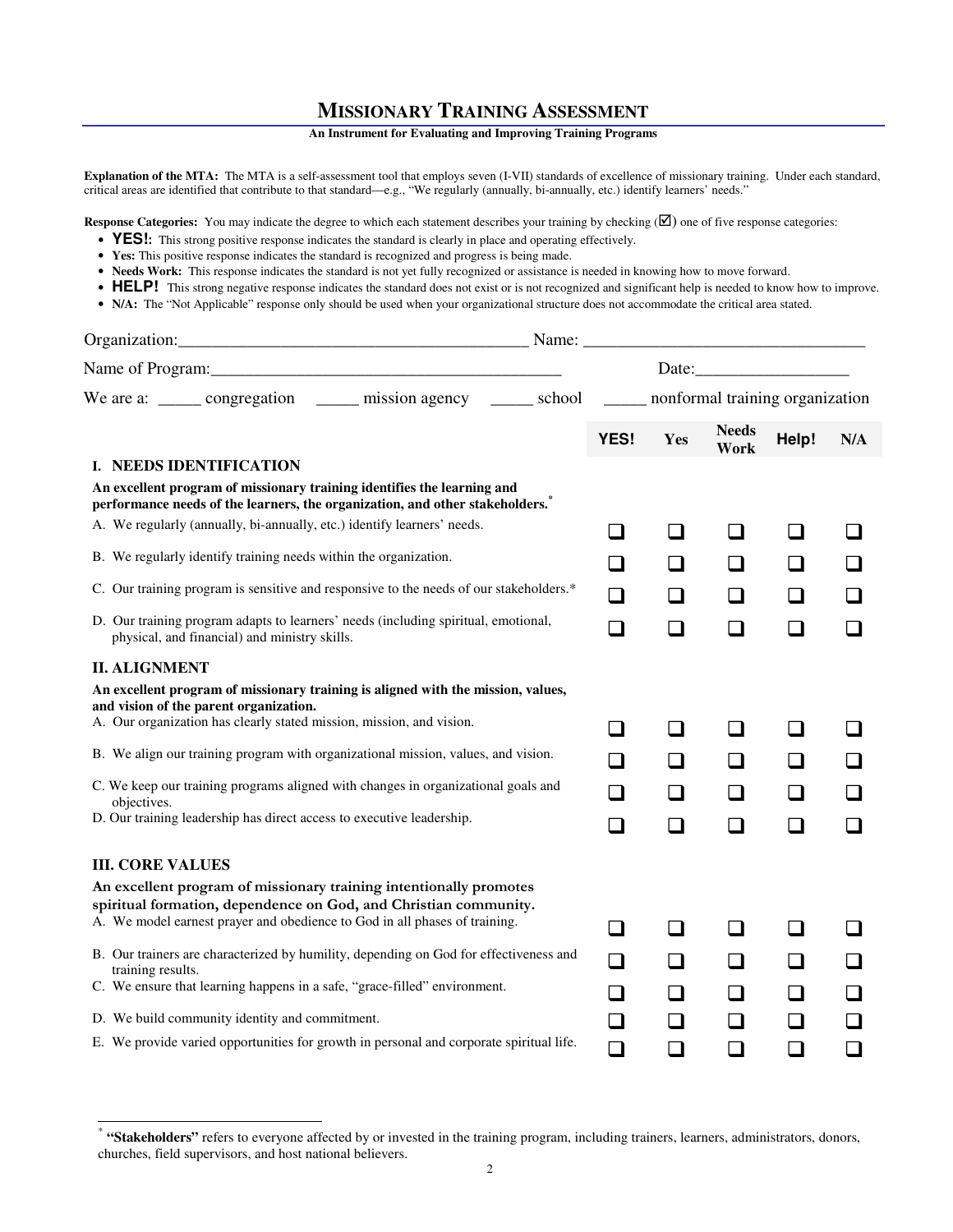# MISSIONARY TRAINING ASSESSMENT

**An Instrument for Evaluating and Improving Training Programs**

**Explanation of the MTA:** The MTA is a self-assessment tool that employs seven (I-VII) standards of excellence of missionary training. Under each standard, critical areas are identified that contribute to that standard—e.g., "We regularly (annually, bi-annually, etc.) identify learners' needs."

**Response Categories:** You may indicate the degree to which each statement describes your training by checking (☑) one of five response categories:

- **YES!:** This strong positive response indicates the standard is clearly in place and operating effectively.
- **Yes:** This positive response indicates the standard is recognized and progress is being made.
- **Needs Work:** This response indicates the standard is not yet fully recognized or assistance is needed in knowing how to move forward.
- **HELP!** This strong negative response indicates the standard does not exist or is not recognized and significant help is needed to know how to improve.
- **N/A:** The "Not Applicable" response only should be used when your organizational structure does not accommodate the critical area stated.

Organization:________________________________________ Name: ________________________________

Name of Program:________________________________________ Date:_________________

We are a: _____ congregation _____ mission agency _____ school _____ nonformal training organization

| | YES! | Yes | Needs Work | Help! | N/A |
|---|---|---|---|---|---|
| **I. NEEDS IDENTIFICATION** | | | | | |
| **An excellent program of missionary training identifies the learning and performance needs of the learners, the organization, and other stakeholders.*** | | | | | |
| A. We regularly (annually, bi-annually, etc.) identify learners' needs. | ❑ | ❑ | ❑ | ❑ | ❑ |
| B. We regularly identify training needs within the organization. | ❑ | ❑ | ❑ | ❑ | ❑ |
| C. Our training program is sensitive and responsive to the needs of our stakeholders.* | ❑ | ❑ | ❑ | ❑ | ❑ |
| D. Our training program adapts to learners' needs (including spiritual, emotional, physical, and financial) and ministry skills. | ❑ | ❑ | ❑ | ❑ | ❑ |
| **II. ALIGNMENT** | | | | | |
| **An excellent program of missionary training is aligned with the mission, values, and vision of the parent organization.** | | | | | |
| A. Our organization has clearly stated mission, mission, and vision. | ❑ | ❑ | ❑ | ❑ | ❑ |
| B. We align our training program with organizational mission, values, and vision. | ❑ | ❑ | ❑ | ❑ | ❑ |
| C. We keep our training programs aligned with changes in organizational goals and objectives. | ❑ | ❑ | ❑ | ❑ | ❑ |
| D. Our training leadership has direct access to executive leadership. | ❑ | ❑ | ❑ | ❑ | ❑ |
| **III. CORE VALUES** | | | | | |
| **An excellent program of missionary training intentionally promotes spiritual formation, dependence on God, and Christian community.** | | | | | |
| A. We model earnest prayer and obedience to God in all phases of training. | ❑ | ❑ | ❑ | ❑ | ❑ |
| B. Our trainers are characterized by humility, depending on God for effectiveness and training results. | ❑ | ❑ | ❑ | ❑ | ❑ |
| C. We ensure that learning happens in a safe, "grace-filled" environment. | ❑ | ❑ | ❑ | ❑ | ❑ |
| D. We build community identity and commitment. | ❑ | ❑ | ❑ | ❑ | ❑ |
| E. We provide varied opportunities for growth in personal and corporate spiritual life. | ❑ | ❑ | ❑ | ❑ | ❑ |

* **"Stakeholders"** refers to everyone affected by or invested in the training program, including trainers, learners, administrators, donors, churches, field supervisors, and host national believers.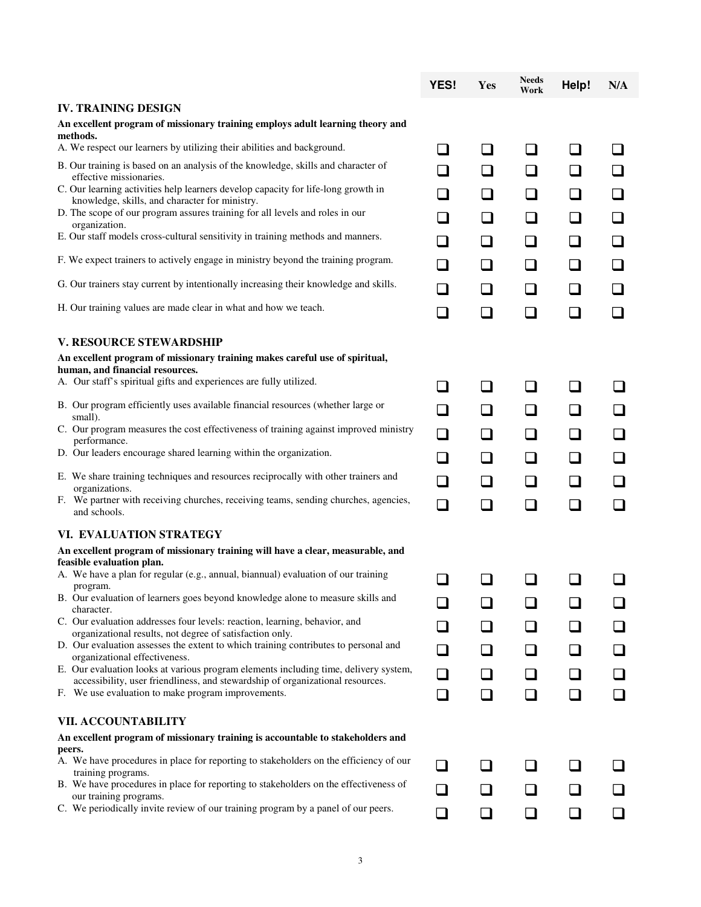| | YES! | Yes | Needs Work | Help! | N/A |
|---|---|---|---|---|---|
| **IV. TRAINING DESIGN** | | | | | |
| **An excellent program of missionary training employs adult learning theory and methods.** | | | | | |
| A. We respect our learners by utilizing their abilities and background. | ❑ | ❑ | ❑ | ❑ | ❑ |
| B. Our training is based on an analysis of the knowledge, skills and character of effective missionaries. | ❑ | ❑ | ❑ | ❑ | ❑ |
| C. Our learning activities help learners develop capacity for life-long growth in knowledge, skills, and character for ministry. | ❑ | ❑ | ❑ | ❑ | ❑ |
| D. The scope of our program assures training for all levels and roles in our organization. | ❑ | ❑ | ❑ | ❑ | ❑ |
| E. Our staff models cross-cultural sensitivity in training methods and manners. | ❑ | ❑ | ❑ | ❑ | ❑ |
| F. We expect trainers to actively engage in ministry beyond the training program. | ❑ | ❑ | ❑ | ❑ | ❑ |
| G. Our trainers stay current by intentionally increasing their knowledge and skills. | ❑ | ❑ | ❑ | ❑ | ❑ |
| H. Our training values are made clear in what and how we teach. | ❑ | ❑ | ❑ | ❑ | ❑ |
| **V. RESOURCE STEWARDSHIP** | | | | | |
| **An excellent program of missionary training makes careful use of spiritual, human, and financial resources.** | | | | | |
| A. Our staff's spiritual gifts and experiences are fully utilized. | ❑ | ❑ | ❑ | ❑ | ❑ |
| B. Our program efficiently uses available financial resources (whether large or small). | ❑ | ❑ | ❑ | ❑ | ❑ |
| C. Our program measures the cost effectiveness of training against improved ministry performance. | ❑ | ❑ | ❑ | ❑ | ❑ |
| D. Our leaders encourage shared learning within the organization. | ❑ | ❑ | ❑ | ❑ | ❑ |
| E. We share training techniques and resources reciprocally with other trainers and organizations. | ❑ | ❑ | ❑ | ❑ | ❑ |
| F. We partner with receiving churches, receiving teams, sending churches, agencies, and schools. | ❑ | ❑ | ❑ | ❑ | ❑ |
| **VI. EVALUATION STRATEGY** | | | | | |
| **An excellent program of missionary training will have a clear, measurable, and feasible evaluation plan.** | | | | | |
| A. We have a plan for regular (e.g., annual, biannual) evaluation of our training program. | ❑ | ❑ | ❑ | ❑ | ❑ |
| B. Our evaluation of learners goes beyond knowledge alone to measure skills and character. | ❑ | ❑ | ❑ | ❑ | ❑ |
| C. Our evaluation addresses four levels: reaction, learning, behavior, and organizational results, not degree of satisfaction only. | ❑ | ❑ | ❑ | ❑ | ❑ |
| D. Our evaluation assesses the extent to which training contributes to personal and organizational effectiveness. | ❑ | ❑ | ❑ | ❑ | ❑ |
| E. Our evaluation looks at various program elements including time, delivery system, accessibility, user friendliness, and stewardship of organizational resources. | ❑ | ❑ | ❑ | ❑ | ❑ |
| F. We use evaluation to make program improvements. | ❑ | ❑ | ❑ | ❑ | ❑ |
| **VII. ACCOUNTABILITY** | | | | | |
| **An excellent program of missionary training is accountable to stakeholders and peers.** | | | | | |
| A. We have procedures in place for reporting to stakeholders on the efficiency of our training programs. | ❑ | ❑ | ❑ | ❑ | ❑ |
| B. We have procedures in place for reporting to stakeholders on the effectiveness of our training programs. | ❑ | ❑ | ❑ | ❑ | ❑ |
| C. We periodically invite review of our training program by a panel of our peers. | ❑ | ❑ | ❑ | ❑ | ❑ |